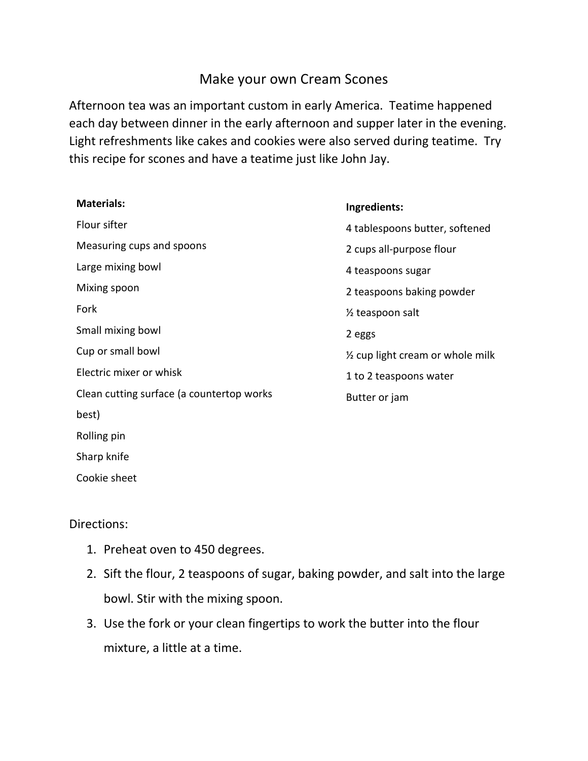# Make your own Cream Scones

Afternoon tea was an important custom in early America. Teatime happened each day between dinner in the early afternoon and supper later in the evening. Light refreshments like cakes and cookies were also served during teatime. Try this recipe for scones and have a teatime just like John Jay.

**Materials:**

- Flour sifter
- Measuring cups and spoons
- Large mixing bowl
- Mixing spoon
- Fork
- Small mixing bowl
- Cup or small bowl
- Electric mixer or whisk
- Clean cutting surface (a countertop works best)
- Rolling pin
- Sharp knife
- Cookie sheet

**Ingredients:**

- 4 tablespoons butter, softened
- 2 cups all-purpose flour
- 4 teaspoons sugar
- 2 teaspoons baking powder
- ½ teaspoon salt
- 2 eggs
- ½ cup light cream or whole milk
- 1 to 2 teaspoons water
- Butter or jam

Directions:

1. Preheat oven to 450 degrees.
2. Sift the flour, 2 teaspoons of sugar, baking powder, and salt into the large bowl. Stir with the mixing spoon.
3. Use the fork or your clean fingertips to work the butter into the flour mixture, a little at a time.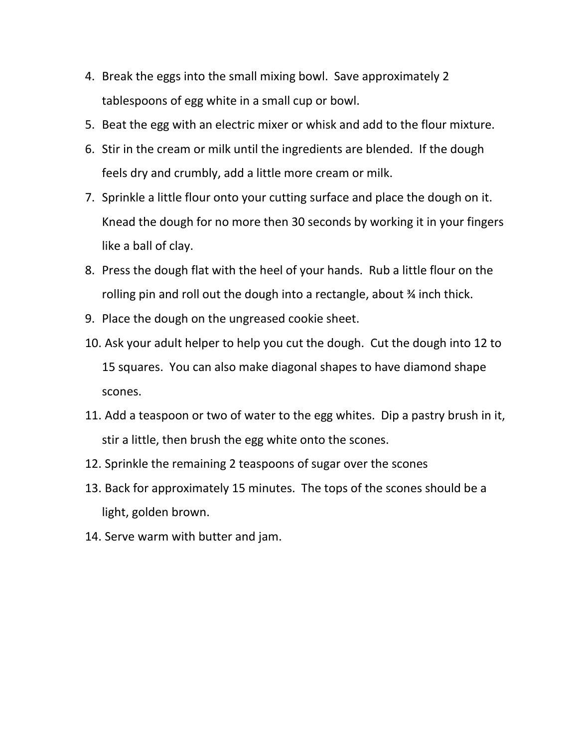4. Break the eggs into the small mixing bowl.  Save approximately 2 tablespoons of egg white in a small cup or bowl.
5. Beat the egg with an electric mixer or whisk and add to the flour mixture.
6. Stir in the cream or milk until the ingredients are blended.  If the dough feels dry and crumbly, add a little more cream or milk.
7. Sprinkle a little flour onto your cutting surface and place the dough on it.  Knead the dough for no more then 30 seconds by working it in your fingers like a ball of clay.
8. Press the dough flat with the heel of your hands.  Rub a little flour on the rolling pin and roll out the dough into a rectangle, about ¾ inch thick.
9. Place the dough on the ungreased cookie sheet.
10. Ask your adult helper to help you cut the dough.  Cut the dough into 12 to 15 squares.  You can also make diagonal shapes to have diamond shape scones.
11. Add a teaspoon or two of water to the egg whites.  Dip a pastry brush in it, stir a little, then brush the egg white onto the scones.
12. Sprinkle the remaining 2 teaspoons of sugar over the scones
13. Back for approximately 15 minutes.  The tops of the scones should be a light, golden brown.
14. Serve warm with butter and jam.